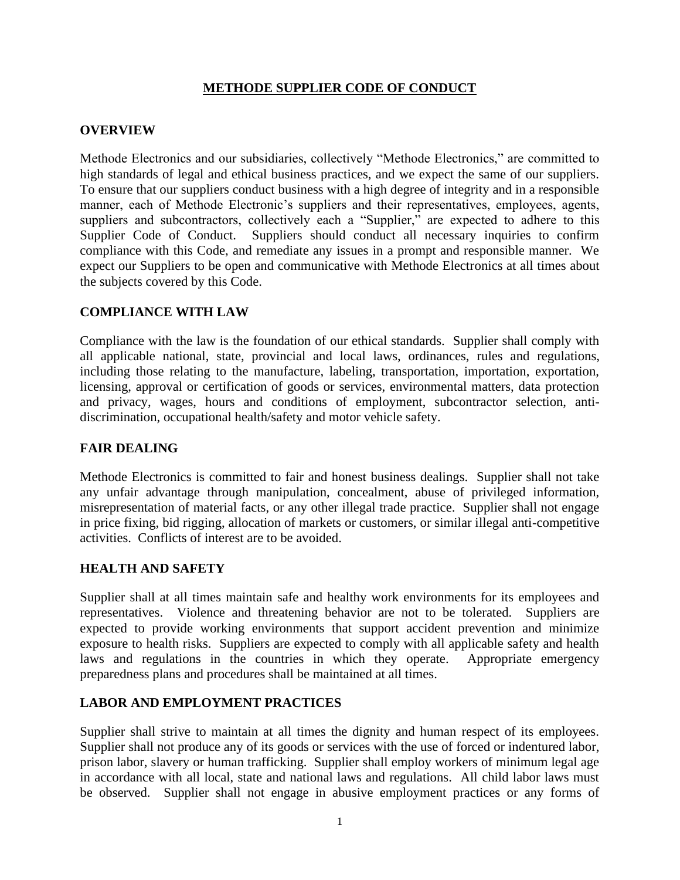# METHODE SUPPLIER CODE OF CONDUCT

## OVERVIEW

Methode Electronics and our subsidiaries, collectively "Methode Electronics," are committed to high standards of legal and ethical business practices, and we expect the same of our suppliers. To ensure that our suppliers conduct business with a high degree of integrity and in a responsible manner, each of Methode Electronic's suppliers and their representatives, employees, agents, suppliers and subcontractors, collectively each a "Supplier," are expected to adhere to this Supplier Code of Conduct. Suppliers should conduct all necessary inquiries to confirm compliance with this Code, and remediate any issues in a prompt and responsible manner. We expect our Suppliers to be open and communicative with Methode Electronics at all times about the subjects covered by this Code.

## COMPLIANCE WITH LAW

Compliance with the law is the foundation of our ethical standards. Supplier shall comply with all applicable national, state, provincial and local laws, ordinances, rules and regulations, including those relating to the manufacture, labeling, transportation, importation, exportation, licensing, approval or certification of goods or services, environmental matters, data protection and privacy, wages, hours and conditions of employment, subcontractor selection, anti-discrimination, occupational health/safety and motor vehicle safety.

## FAIR DEALING

Methode Electronics is committed to fair and honest business dealings. Supplier shall not take any unfair advantage through manipulation, concealment, abuse of privileged information, misrepresentation of material facts, or any other illegal trade practice. Supplier shall not engage in price fixing, bid rigging, allocation of markets or customers, or similar illegal anti-competitive activities. Conflicts of interest are to be avoided.

## HEALTH AND SAFETY

Supplier shall at all times maintain safe and healthy work environments for its employees and representatives. Violence and threatening behavior are not to be tolerated. Suppliers are expected to provide working environments that support accident prevention and minimize exposure to health risks. Suppliers are expected to comply with all applicable safety and health laws and regulations in the countries in which they operate. Appropriate emergency preparedness plans and procedures shall be maintained at all times.

## LABOR AND EMPLOYMENT PRACTICES

Supplier shall strive to maintain at all times the dignity and human respect of its employees. Supplier shall not produce any of its goods or services with the use of forced or indentured labor, prison labor, slavery or human trafficking. Supplier shall employ workers of minimum legal age in accordance with all local, state and national laws and regulations. All child labor laws must be observed. Supplier shall not engage in abusive employment practices or any forms of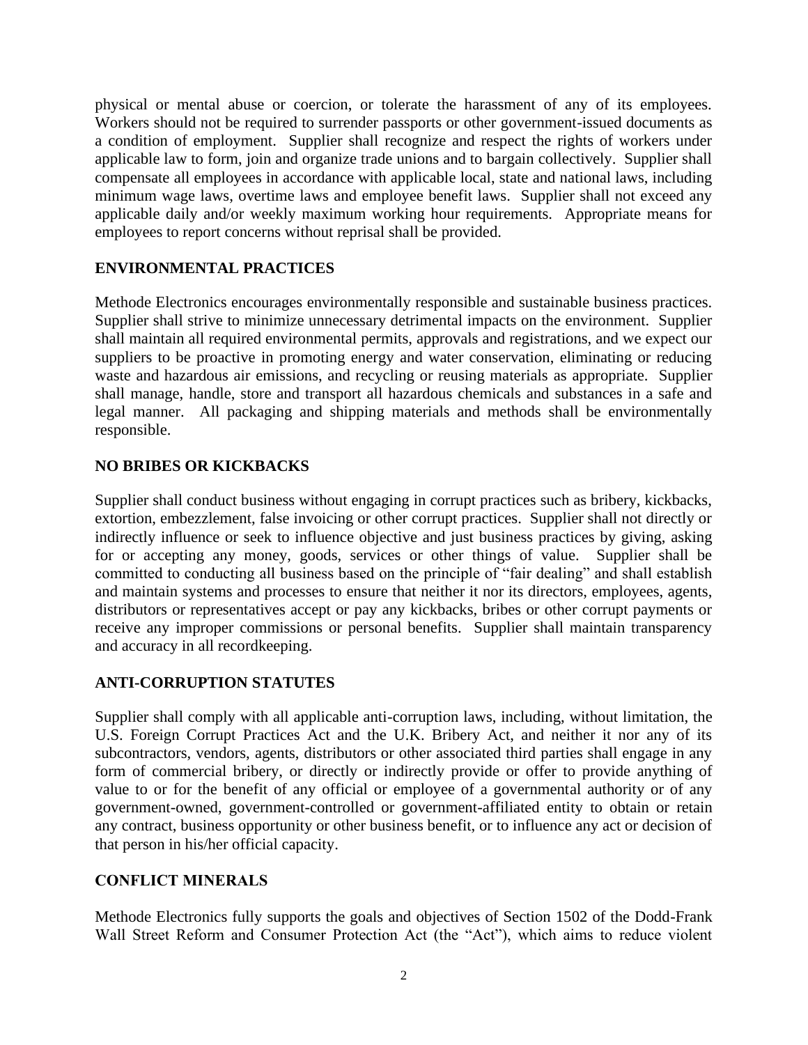physical or mental abuse or coercion, or tolerate the harassment of any of its employees. Workers should not be required to surrender passports or other government-issued documents as a condition of employment. Supplier shall recognize and respect the rights of workers under applicable law to form, join and organize trade unions and to bargain collectively. Supplier shall compensate all employees in accordance with applicable local, state and national laws, including minimum wage laws, overtime laws and employee benefit laws. Supplier shall not exceed any applicable daily and/or weekly maximum working hour requirements. Appropriate means for employees to report concerns without reprisal shall be provided.

## ENVIRONMENTAL PRACTICES

Methode Electronics encourages environmentally responsible and sustainable business practices. Supplier shall strive to minimize unnecessary detrimental impacts on the environment. Supplier shall maintain all required environmental permits, approvals and registrations, and we expect our suppliers to be proactive in promoting energy and water conservation, eliminating or reducing waste and hazardous air emissions, and recycling or reusing materials as appropriate. Supplier shall manage, handle, store and transport all hazardous chemicals and substances in a safe and legal manner. All packaging and shipping materials and methods shall be environmentally responsible.

## NO BRIBES OR KICKBACKS

Supplier shall conduct business without engaging in corrupt practices such as bribery, kickbacks, extortion, embezzlement, false invoicing or other corrupt practices. Supplier shall not directly or indirectly influence or seek to influence objective and just business practices by giving, asking for or accepting any money, goods, services or other things of value. Supplier shall be committed to conducting all business based on the principle of "fair dealing" and shall establish and maintain systems and processes to ensure that neither it nor its directors, employees, agents, distributors or representatives accept or pay any kickbacks, bribes or other corrupt payments or receive any improper commissions or personal benefits. Supplier shall maintain transparency and accuracy in all recordkeeping.

## ANTI-CORRUPTION STATUTES

Supplier shall comply with all applicable anti-corruption laws, including, without limitation, the U.S. Foreign Corrupt Practices Act and the U.K. Bribery Act, and neither it nor any of its subcontractors, vendors, agents, distributors or other associated third parties shall engage in any form of commercial bribery, or directly or indirectly provide or offer to provide anything of value to or for the benefit of any official or employee of a governmental authority or of any government-owned, government-controlled or government-affiliated entity to obtain or retain any contract, business opportunity or other business benefit, or to influence any act or decision of that person in his/her official capacity.

## CONFLICT MINERALS

Methode Electronics fully supports the goals and objectives of Section 1502 of the Dodd-Frank Wall Street Reform and Consumer Protection Act (the "Act"), which aims to reduce violent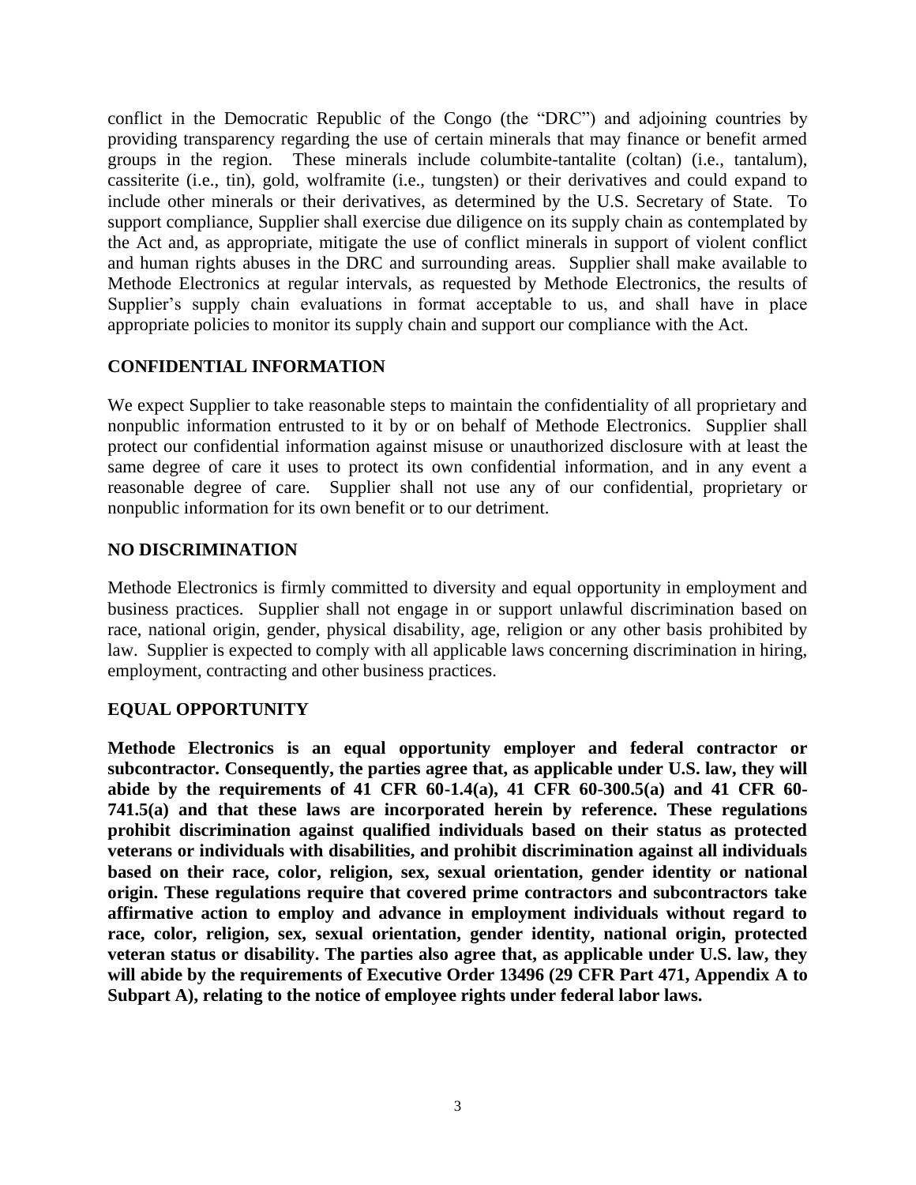conflict in the Democratic Republic of the Congo (the "DRC") and adjoining countries by providing transparency regarding the use of certain minerals that may finance or benefit armed groups in the region. These minerals include columbite-tantalite (coltan) (i.e., tantalum), cassiterite (i.e., tin), gold, wolframite (i.e., tungsten) or their derivatives and could expand to include other minerals or their derivatives, as determined by the U.S. Secretary of State. To support compliance, Supplier shall exercise due diligence on its supply chain as contemplated by the Act and, as appropriate, mitigate the use of conflict minerals in support of violent conflict and human rights abuses in the DRC and surrounding areas. Supplier shall make available to Methode Electronics at regular intervals, as requested by Methode Electronics, the results of Supplier's supply chain evaluations in format acceptable to us, and shall have in place appropriate policies to monitor its supply chain and support our compliance with the Act.

## CONFIDENTIAL INFORMATION

We expect Supplier to take reasonable steps to maintain the confidentiality of all proprietary and nonpublic information entrusted to it by or on behalf of Methode Electronics. Supplier shall protect our confidential information against misuse or unauthorized disclosure with at least the same degree of care it uses to protect its own confidential information, and in any event a reasonable degree of care. Supplier shall not use any of our confidential, proprietary or nonpublic information for its own benefit or to our detriment.

## NO DISCRIMINATION

Methode Electronics is firmly committed to diversity and equal opportunity in employment and business practices. Supplier shall not engage in or support unlawful discrimination based on race, national origin, gender, physical disability, age, religion or any other basis prohibited by law. Supplier is expected to comply with all applicable laws concerning discrimination in hiring, employment, contracting and other business practices.

## EQUAL OPPORTUNITY

**Methode Electronics is an equal opportunity employer and federal contractor or subcontractor. Consequently, the parties agree that, as applicable under U.S. law, they will abide by the requirements of 41 CFR 60-1.4(a), 41 CFR 60-300.5(a) and 41 CFR 60-741.5(a) and that these laws are incorporated herein by reference. These regulations prohibit discrimination against qualified individuals based on their status as protected veterans or individuals with disabilities, and prohibit discrimination against all individuals based on their race, color, religion, sex, sexual orientation, gender identity or national origin. These regulations require that covered prime contractors and subcontractors take affirmative action to employ and advance in employment individuals without regard to race, color, religion, sex, sexual orientation, gender identity, national origin, protected veteran status or disability. The parties also agree that, as applicable under U.S. law, they will abide by the requirements of Executive Order 13496 (29 CFR Part 471, Appendix A to Subpart A), relating to the notice of employee rights under federal labor laws.**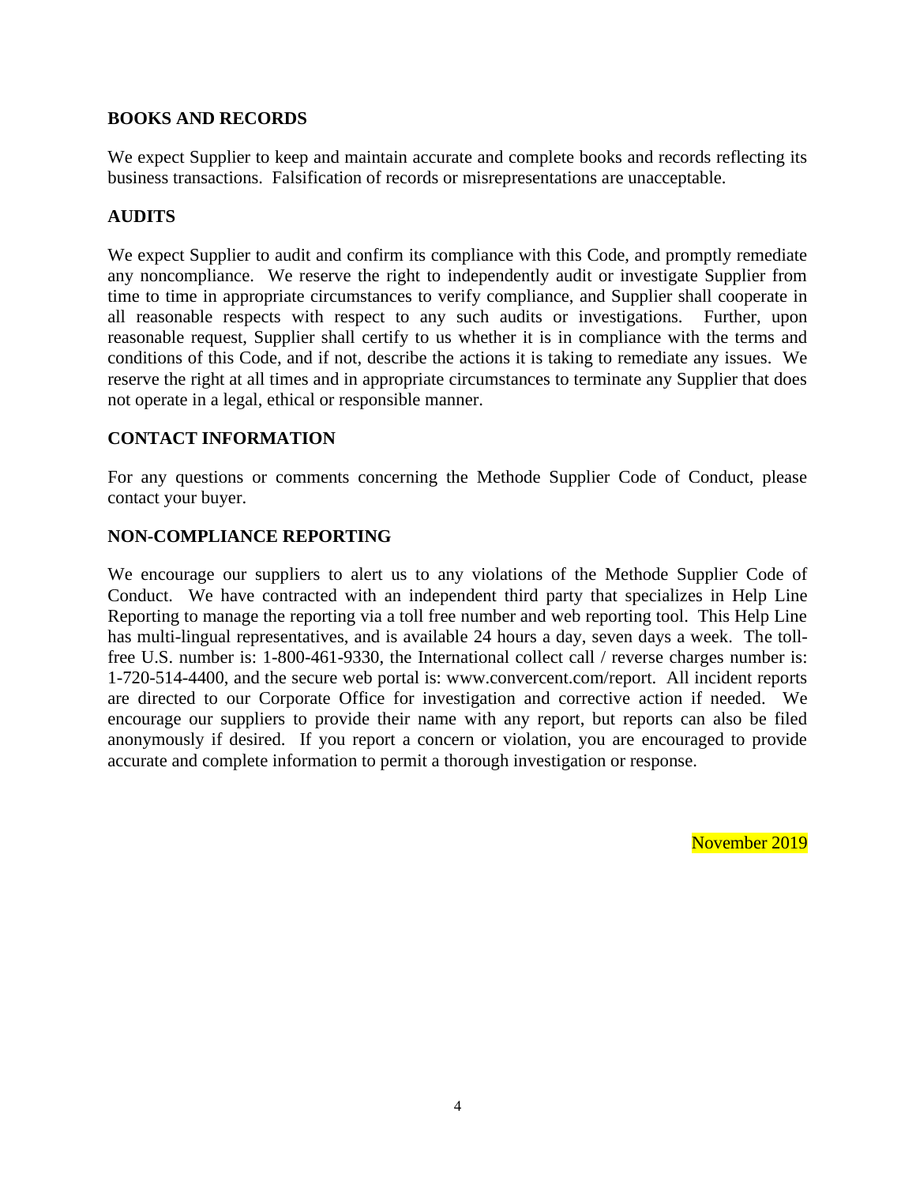## BOOKS AND RECORDS

We expect Supplier to keep and maintain accurate and complete books and records reflecting its business transactions. Falsification of records or misrepresentations are unacceptable.

## AUDITS

We expect Supplier to audit and confirm its compliance with this Code, and promptly remediate any noncompliance. We reserve the right to independently audit or investigate Supplier from time to time in appropriate circumstances to verify compliance, and Supplier shall cooperate in all reasonable respects with respect to any such audits or investigations. Further, upon reasonable request, Supplier shall certify to us whether it is in compliance with the terms and conditions of this Code, and if not, describe the actions it is taking to remediate any issues. We reserve the right at all times and in appropriate circumstances to terminate any Supplier that does not operate in a legal, ethical or responsible manner.

## CONTACT INFORMATION

For any questions or comments concerning the Methode Supplier Code of Conduct, please contact your buyer.

## NON-COMPLIANCE REPORTING

We encourage our suppliers to alert us to any violations of the Methode Supplier Code of Conduct. We have contracted with an independent third party that specializes in Help Line Reporting to manage the reporting via a toll free number and web reporting tool. This Help Line has multi-lingual representatives, and is available 24 hours a day, seven days a week. The toll-free U.S. number is: 1-800-461-9330, the International collect call / reverse charges number is: 1-720-514-4400, and the secure web portal is: www.convercent.com/report. All incident reports are directed to our Corporate Office for investigation and corrective action if needed. We encourage our suppliers to provide their name with any report, but reports can also be filed anonymously if desired. If you report a concern or violation, you are encouraged to provide accurate and complete information to permit a thorough investigation or response.

November 2019